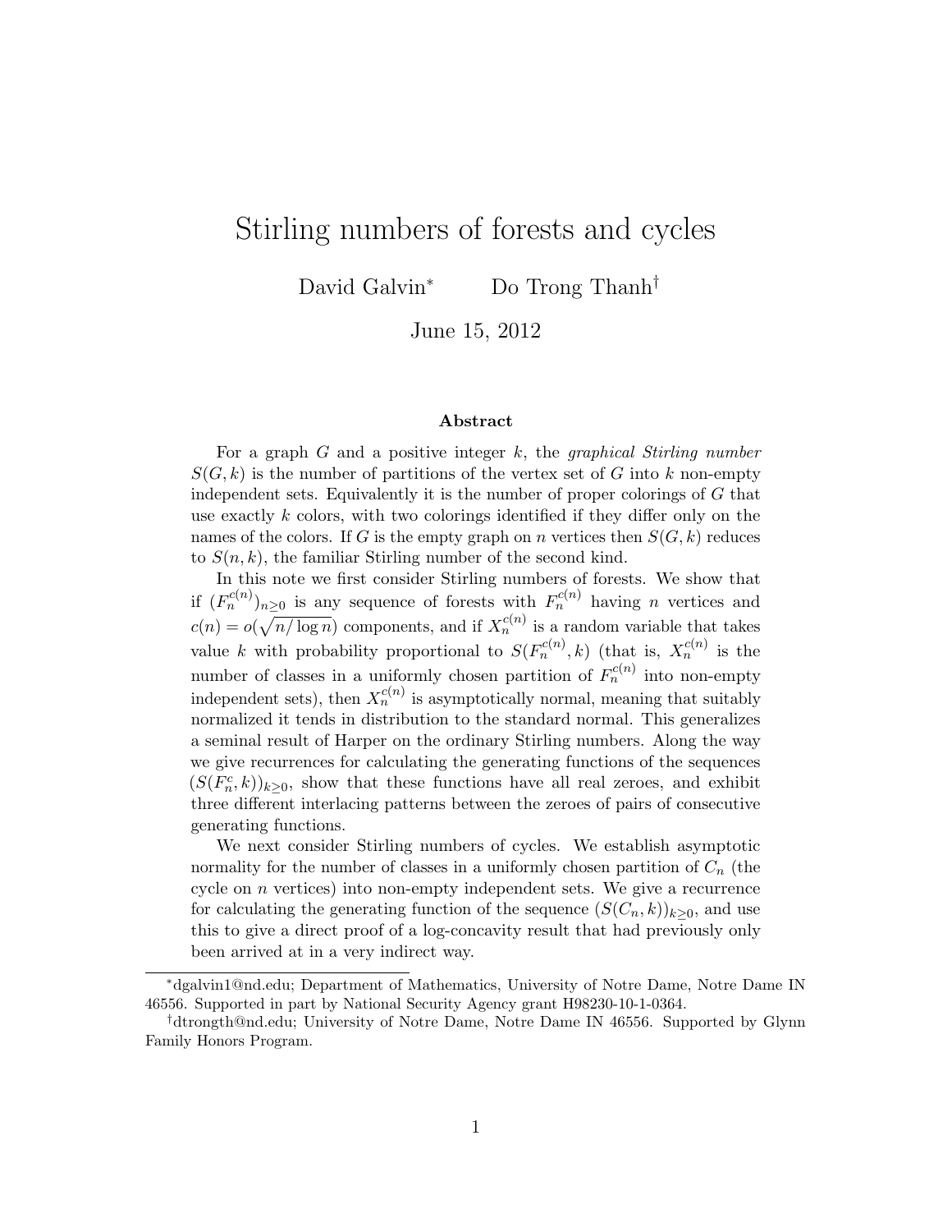# Stirling numbers of forests and cycles

David Galvin[*] Do Trong Thanh[†]

June 15, 2012

### Abstract

For a graph $G$ and a positive integer $k$, the *graphical Stirling number* $S(G, k)$ is the number of partitions of the vertex set of $G$ into $k$ non-empty independent sets. Equivalently it is the number of proper colorings of $G$ that use exactly $k$ colors, with two colorings identified if they differ only on the names of the colors. If $G$ is the empty graph on $n$ vertices then $S(G, k)$ reduces to $S(n, k)$, the familiar Stirling number of the second kind.

In this note we first consider Stirling numbers of forests. We show that if $(F_n^{c(n)})_{n\geq 0}$ is any sequence of forests with $F_n^{c(n)}$ having $n$ vertices and $c(n) = o(\sqrt{n/\log n})$ components, and if $X_n^{c(n)}$ is a random variable that takes value $k$ with probability proportional to $S(F_n^{c(n)}, k)$ (that is, $X_n^{c(n)}$ is the number of classes in a uniformly chosen partition of $F_n^{c(n)}$ into non-empty independent sets), then $X_n^{c(n)}$ is asymptotically normal, meaning that suitably normalized it tends in distribution to the standard normal. This generalizes a seminal result of Harper on the ordinary Stirling numbers. Along the way we give recurrences for calculating the generating functions of the sequences $(S(F_n^c, k))_{k\geq 0}$, show that these functions have all real zeroes, and exhibit three different interlacing patterns between the zeroes of pairs of consecutive generating functions.

We next consider Stirling numbers of cycles. We establish asymptotic normality for the number of classes in a uniformly chosen partition of $C_n$ (the cycle on $n$ vertices) into non-empty independent sets. We give a recurrence for calculating the generating function of the sequence $(S(C_n, k))_{k\geq 0}$, and use this to give a direct proof of a log-concavity result that had previously only been arrived at in a very indirect way.

---

[*] dgalvin1@nd.edu; Department of Mathematics, University of Notre Dame, Notre Dame IN 46556. Supported in part by National Security Agency grant H98230-10-1-0364.

[†] dtrongth@nd.edu; University of Notre Dame, Notre Dame IN 46556. Supported by Glynn Family Honors Program.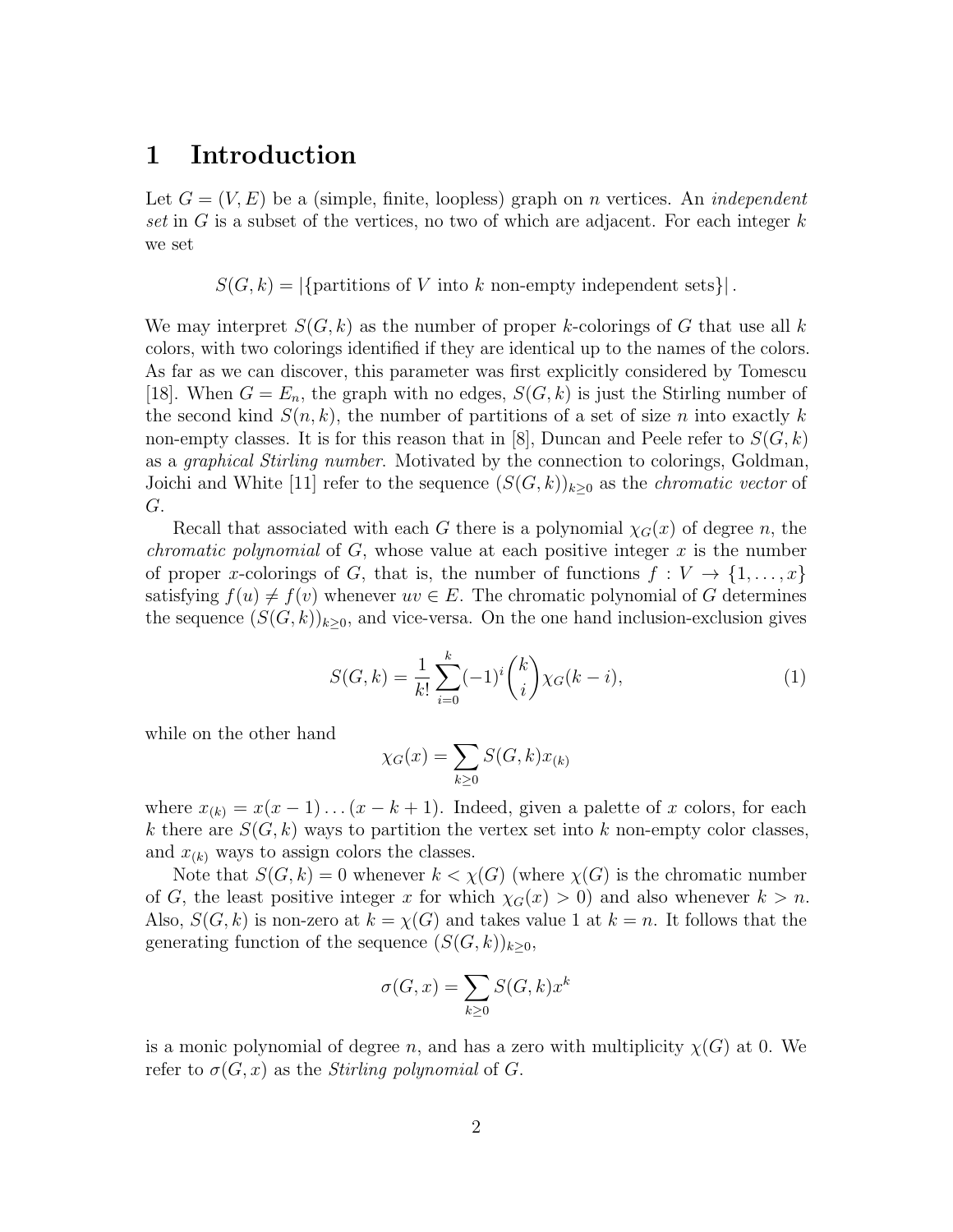# 1 Introduction

Let $G = (V, E)$ be a (simple, finite, loopless) graph on $n$ vertices. An *independent set* in $G$ is a subset of the vertices, no two of which are adjacent. For each integer $k$ we set

$$S(G, k) = |\{\text{partitions of } V \text{ into } k \text{ non-empty independent sets}\}| .$$

We may interpret $S(G, k)$ as the number of proper $k$-colorings of $G$ that use all $k$ colors, with two colorings identified if they are identical up to the names of the colors. As far as we can discover, this parameter was first explicitly considered by Tomescu [18]. When $G = E_n$, the graph with no edges, $S(G, k)$ is just the Stirling number of the second kind $S(n, k)$, the number of partitions of a set of size $n$ into exactly $k$ non-empty classes. It is for this reason that in [8], Duncan and Peele refer to $S(G, k)$ as a *graphical Stirling number*. Motivated by the connection to colorings, Goldman, Joichi and White [11] refer to the sequence $(S(G, k))_{k\geq 0}$ as the *chromatic vector* of $G$.

Recall that associated with each $G$ there is a polynomial $\chi_G(x)$ of degree $n$, the *chromatic polynomial* of $G$, whose value at each positive integer $x$ is the number of proper $x$-colorings of $G$, that is, the number of functions $f : V \to \{1, \ldots, x\}$ satisfying $f(u) \neq f(v)$ whenever $uv \in E$. The chromatic polynomial of $G$ determines the sequence $(S(G, k))_{k\geq 0}$, and vice-versa. On the one hand inclusion-exclusion gives

$$S(G, k) = \frac{1}{k!} \sum_{i=0}^{k} (-1)^i \binom{k}{i} \chi_G(k - i), \tag{1}$$

while on the other hand

$$\chi_G(x) = \sum_{k\geq 0} S(G, k) x_{(k)}$$

where $x_{(k)} = x(x - 1) \ldots (x - k + 1)$. Indeed, given a palette of $x$ colors, for each $k$ there are $S(G, k)$ ways to partition the vertex set into $k$ non-empty color classes, and $x_{(k)}$ ways to assign colors the classes.

Note that $S(G, k) = 0$ whenever $k < \chi(G)$ (where $\chi(G)$ is the chromatic number of $G$, the least positive integer $x$ for which $\chi_G(x) > 0$) and also whenever $k > n$. Also, $S(G, k)$ is non-zero at $k = \chi(G)$ and takes value 1 at $k = n$. It follows that the generating function of the sequence $(S(G, k))_{k\geq 0}$,

$$\sigma(G, x) = \sum_{k\geq 0} S(G, k) x^k$$

is a monic polynomial of degree $n$, and has a zero with multiplicity $\chi(G)$ at 0. We refer to $\sigma(G, x)$ as the *Stirling polynomial* of $G$.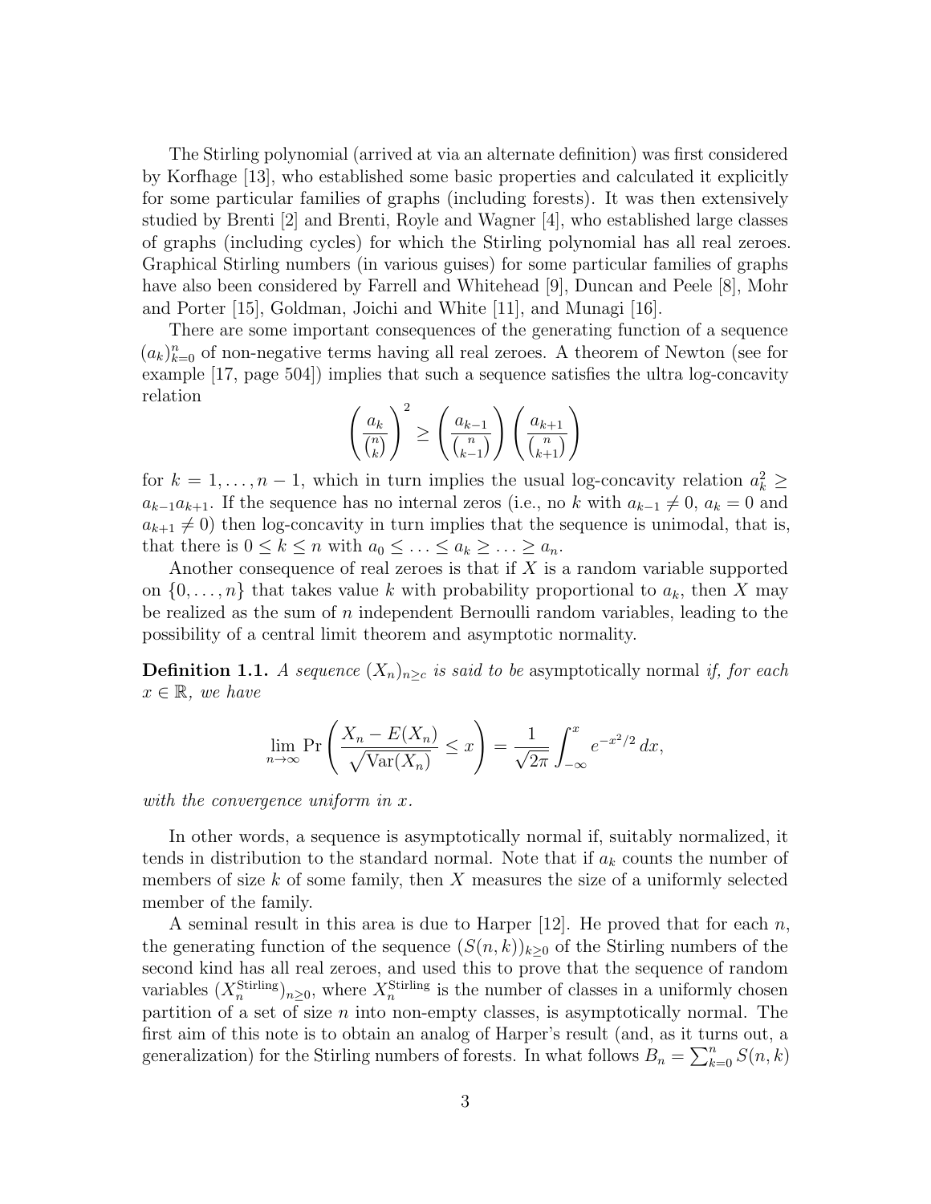The Stirling polynomial (arrived at via an alternate definition) was first considered by Korfhage [13], who established some basic properties and calculated it explicitly for some particular families of graphs (including forests). It was then extensively studied by Brenti [2] and Brenti, Royle and Wagner [4], who established large classes of graphs (including cycles) for which the Stirling polynomial has all real zeroes. Graphical Stirling numbers (in various guises) for some particular families of graphs have also been considered by Farrell and Whitehead [9], Duncan and Peele [8], Mohr and Porter [15], Goldman, Joichi and White [11], and Munagi [16].

There are some important consequences of the generating function of a sequence $(a_k)_{k=0}^n$ of non-negative terms having all real zeroes. A theorem of Newton (see for example [17, page 504]) implies that such a sequence satisfies the ultra log-concavity relation

$$\left(\frac{a_k}{\binom{n}{k}}\right)^2 \geq \left(\frac{a_{k-1}}{\binom{n}{k-1}}\right)\left(\frac{a_{k+1}}{\binom{n}{k+1}}\right)$$

for $k = 1, \ldots, n-1$, which in turn implies the usual log-concavity relation $a_k^2 \geq a_{k-1}a_{k+1}$. If the sequence has no internal zeros (i.e., no $k$ with $a_{k-1} \neq 0$, $a_k = 0$ and $a_{k+1} \neq 0$) then log-concavity in turn implies that the sequence is unimodal, that is, that there is $0 \leq k \leq n$ with $a_0 \leq \ldots \leq a_k \geq \ldots \geq a_n$.

Another consequence of real zeroes is that if $X$ is a random variable supported on $\{0, \ldots, n\}$ that takes value $k$ with probability proportional to $a_k$, then $X$ may be realized as the sum of $n$ independent Bernoulli random variables, leading to the possibility of a central limit theorem and asymptotic normality.

**Definition 1.1.** *A sequence $(X_n)_{n \geq c}$ is said to be* asymptotically normal *if, for each $x \in \mathbb{R}$, we have*

$$\lim_{n\to\infty} \Pr\left(\frac{X_n - E(X_n)}{\sqrt{\operatorname{Var}(X_n)}} \leq x\right) = \frac{1}{\sqrt{2\pi}} \int_{-\infty}^{x} e^{-x^2/2}\, dx,$$

*with the convergence uniform in $x$.*

In other words, a sequence is asymptotically normal if, suitably normalized, it tends in distribution to the standard normal. Note that if $a_k$ counts the number of members of size $k$ of some family, then $X$ measures the size of a uniformly selected member of the family.

A seminal result in this area is due to Harper [12]. He proved that for each $n$, the generating function of the sequence $(S(n,k))_{k\geq 0}$ of the Stirling numbers of the second kind has all real zeroes, and used this to prove that the sequence of random variables $(X_n^{\text{Stirling}})_{n\geq 0}$, where $X_n^{\text{Stirling}}$ is the number of classes in a uniformly chosen partition of a set of size $n$ into non-empty classes, is asymptotically normal. The first aim of this note is to obtain an analog of Harper's result (and, as it turns out, a generalization) for the Stirling numbers of forests. In what follows $B_n = \sum_{k=0}^n S(n,k)$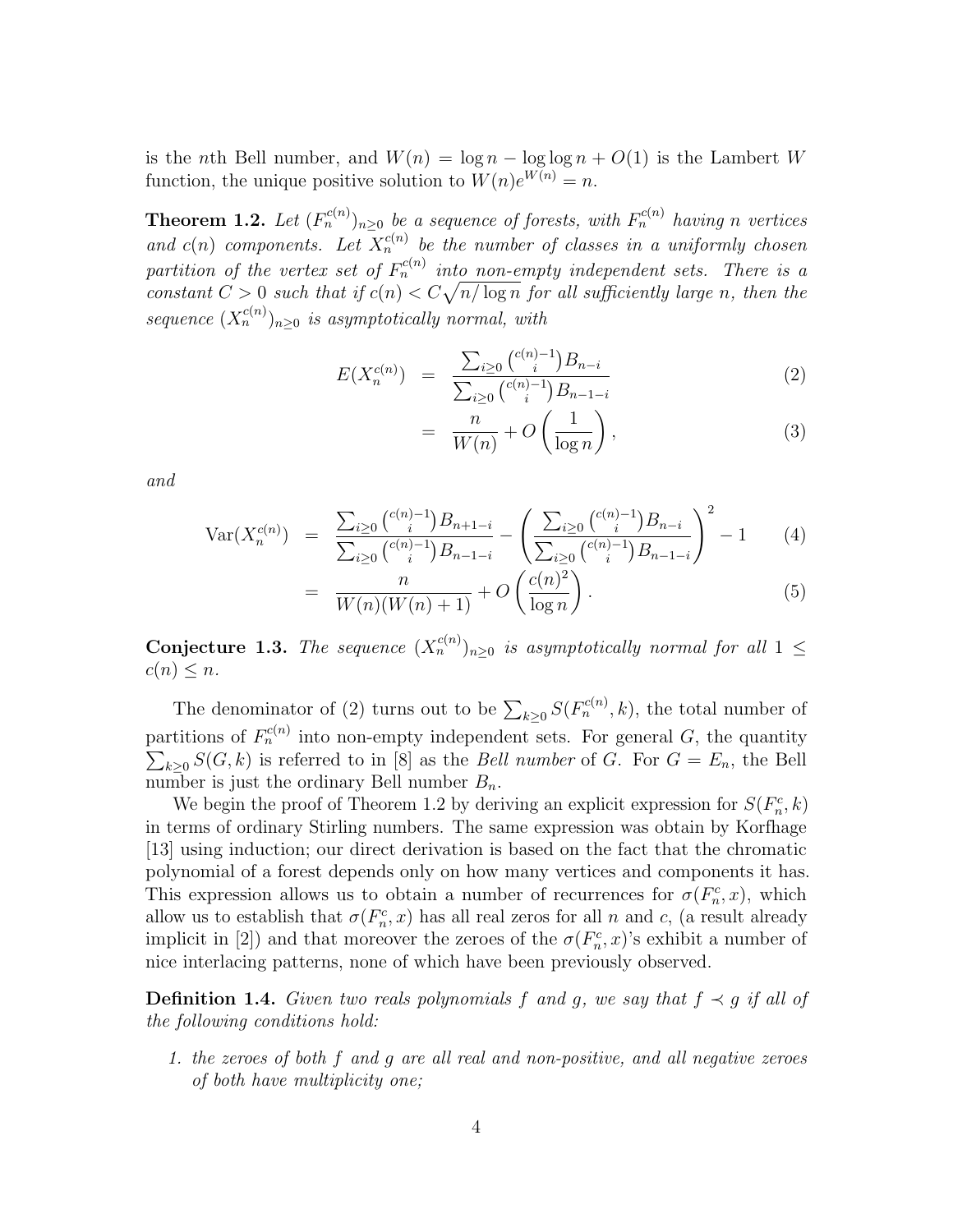is the $n$th Bell number, and $W(n) = \log n - \log\log n + O(1)$ is the Lambert $W$ function, the unique positive solution to $W(n)e^{W(n)} = n$.

**Theorem 1.2.** *Let $(F_n^{c(n)})_{n\geq 0}$ be a sequence of forests, with $F_n^{c(n)}$ having $n$ vertices and $c(n)$ components. Let $X_n^{c(n)}$ be the number of classes in a uniformly chosen partition of the vertex set of $F_n^{c(n)}$ into non-empty independent sets. There is a constant $C > 0$ such that if $c(n) < C\sqrt{n/\log n}$ for all sufficiently large $n$, then the sequence $(X_n^{c(n)})_{n\geq 0}$ is asymptotically normal, with*

$$E(X_n^{c(n)}) = \frac{\sum_{i\geq 0}\binom{c(n)-1}{i}B_{n-i}}{\sum_{i\geq 0}\binom{c(n)-1}{i}B_{n-1-i}} \tag{2}$$

$$= \frac{n}{W(n)} + O\left(\frac{1}{\log n}\right), \tag{3}$$

*and*

$$\mathrm{Var}(X_n^{c(n)}) = \frac{\sum_{i\geq 0}\binom{c(n)-1}{i}B_{n+1-i}}{\sum_{i\geq 0}\binom{c(n)-1}{i}B_{n-1-i}} - \left(\frac{\sum_{i\geq 0}\binom{c(n)-1}{i}B_{n-i}}{\sum_{i\geq 0}\binom{c(n)-1}{i}B_{n-1-i}}\right)^2 - 1 \tag{4}$$

$$= \frac{n}{W(n)(W(n)+1)} + O\left(\frac{c(n)^2}{\log n}\right). \tag{5}$$

**Conjecture 1.3.** *The sequence $(X_n^{c(n)})_{n\geq 0}$ is asymptotically normal for all $1 \leq c(n) \leq n$.*

The denominator of (2) turns out to be $\sum_{k\geq 0} S(F_n^{c(n)}, k)$, the total number of partitions of $F_n^{c(n)}$ into non-empty independent sets. For general $G$, the quantity $\sum_{k\geq 0} S(G,k)$ is referred to in [8] as the *Bell number* of $G$. For $G = E_n$, the Bell number is just the ordinary Bell number $B_n$.

We begin the proof of Theorem 1.2 by deriving an explicit expression for $S(F_n^c, k)$ in terms of ordinary Stirling numbers. The same expression was obtain by Korfhage [13] using induction; our direct derivation is based on the fact that the chromatic polynomial of a forest depends only on how many vertices and components it has. This expression allows us to obtain a number of recurrences for $\sigma(F_n^c, x)$, which allow us to establish that $\sigma(F_n^c, x)$ has all real zeros for all $n$ and $c$, (a result already implicit in [2]) and that moreover the zeroes of the $\sigma(F_n^c, x)$'s exhibit a number of nice interlacing patterns, none of which have been previously observed.

**Definition 1.4.** *Given two reals polynomials $f$ and $g$, we say that $f \prec g$ if all of the following conditions hold:*

1. *the zeroes of both $f$ and $g$ are all real and non-positive, and all negative zeroes of both have multiplicity one;*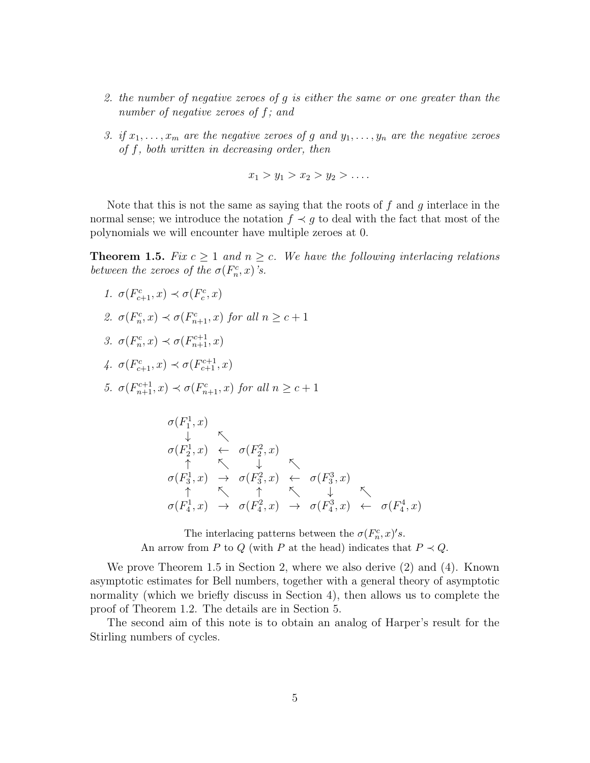2. *the number of negative zeroes of $g$ is either the same or one greater than the number of negative zeroes of $f$; and*

3. *if $x_1, \ldots, x_m$ are the negative zeroes of $g$ and $y_1, \ldots, y_n$ are the negative zeroes of $f$, both written in decreasing order, then*

$$x_1 > y_1 > x_2 > y_2 > \ldots.$$

Note that this is not the same as saying that the roots of $f$ and $g$ interlace in the normal sense; we introduce the notation $f \prec g$ to deal with the fact that most of the polynomials we will encounter have multiple zeroes at 0.

**Theorem 1.5.** *Fix $c \geq 1$ and $n \geq c$. We have the following interlacing relations between the zeroes of the $\sigma(F_n^c, x)$'s.*

1. $\sigma(F_{c+1}^c, x) \prec \sigma(F_c^c, x)$
2. $\sigma(F_n^c, x) \prec \sigma(F_{n+1}^c, x)$ *for all $n \geq c+1$*
3. $\sigma(F_n^c, x) \prec \sigma(F_{n+1}^{c+1}, x)$
4. $\sigma(F_{c+1}^c, x) \prec \sigma(F_{c+1}^{c+1}, x)$
5. $\sigma(F_{n+1}^{c+1}, x) \prec \sigma(F_{n+1}^c, x)$ *for all $n \geq c+1$*

$$
\begin{array}{ccccccc}
\sigma(F_1^1,x) & & & & & & \\
\downarrow & \nwarrow & & & & & \\
\sigma(F_2^1,x) & \leftarrow & \sigma(F_2^2,x) & & & & \\
\uparrow & \nwarrow & \downarrow & \nwarrow & & & \\
\sigma(F_3^1,x) & \rightarrow & \sigma(F_3^2,x) & \leftarrow & \sigma(F_3^3,x) & & \\
\uparrow & \nwarrow & \uparrow & \nwarrow & \downarrow & \nwarrow & \\
\sigma(F_4^1,x) & \rightarrow & \sigma(F_4^2,x) & \rightarrow & \sigma(F_4^3,x) & \leftarrow & \sigma(F_4^4,x)
\end{array}
$$

The interlacing patterns between the $\sigma(F_n^c, x)'s$.
An arrow from $P$ to $Q$ (with $P$ at the head) indicates that $P \prec Q$.

We prove Theorem 1.5 in Section 2, where we also derive (2) and (4). Known asymptotic estimates for Bell numbers, together with a general theory of asymptotic normality (which we briefly discuss in Section 4), then allows us to complete the proof of Theorem 1.2. The details are in Section 5.

The second aim of this note is to obtain an analog of Harper's result for the Stirling numbers of cycles.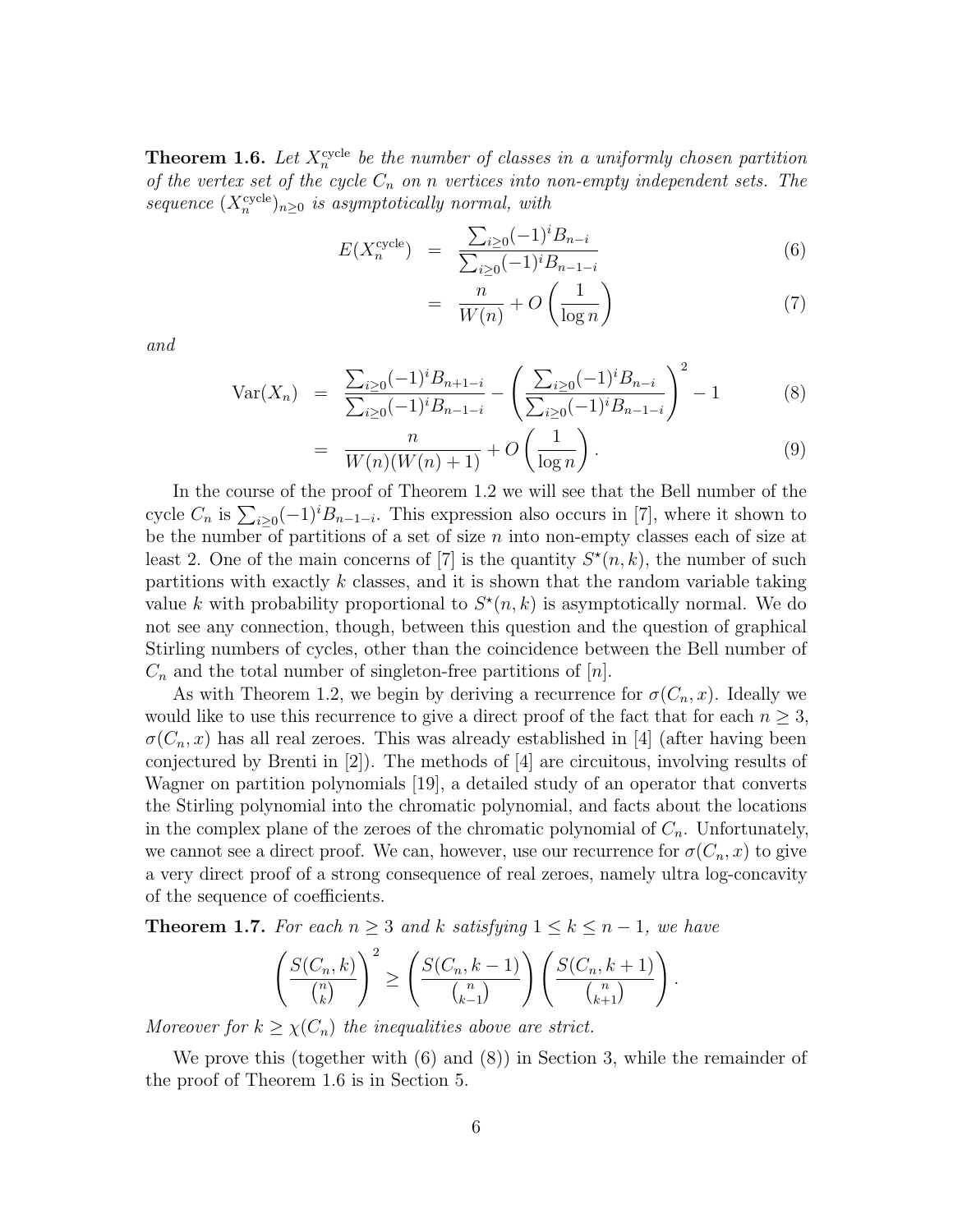**Theorem 1.6.** *Let $X_n^{\rm cycle}$ be the number of classes in a uniformly chosen partition of the vertex set of the cycle $C_n$ on $n$ vertices into non-empty independent sets. The sequence $(X_n^{\rm cycle})_{n\geq 0}$ is asymptotically normal, with*

$$
\begin{aligned}
E(X_n^{\rm cycle}) &= \frac{\sum_{i\geq 0}(-1)^i B_{n-i}}{\sum_{i\geq 0}(-1)^i B_{n-1-i}} && (6)\\
&= \frac{n}{W(n)} + O\left(\frac{1}{\log n}\right) && (7)
\end{aligned}
$$

*and*

$$
\begin{aligned}
{\rm Var}(X_n) &= \frac{\sum_{i\geq 0}(-1)^i B_{n+1-i}}{\sum_{i\geq 0}(-1)^i B_{n-1-i}} - \left(\frac{\sum_{i\geq 0}(-1)^i B_{n-i}}{\sum_{i\geq 0}(-1)^i B_{n-1-i}}\right)^2 - 1 && (8)\\
&= \frac{n}{W(n)(W(n)+1)} + O\left(\frac{1}{\log n}\right). && (9)
\end{aligned}
$$

In the course of the proof of Theorem 1.2 we will see that the Bell number of the cycle $C_n$ is $\sum_{i\geq 0}(-1)^i B_{n-1-i}$. This expression also occurs in [7], where it shown to be the number of partitions of a set of size $n$ into non-empty classes each of size at least 2. One of the main concerns of [7] is the quantity $S^\star(n,k)$, the number of such partitions with exactly $k$ classes, and it is shown that the random variable taking value $k$ with probability proportional to $S^\star(n,k)$ is asymptotically normal. We do not see any connection, though, between this question and the question of graphical Stirling numbers of cycles, other than the coincidence between the Bell number of $C_n$ and the total number of singleton-free partitions of $[n]$.

As with Theorem 1.2, we begin by deriving a recurrence for $\sigma(C_n,x)$. Ideally we would like to use this recurrence to give a direct proof of the fact that for each $n\geq 3$, $\sigma(C_n,x)$ has all real zeroes. This was already established in [4] (after having been conjectured by Brenti in [2]). The methods of [4] are circuitous, involving results of Wagner on partition polynomials [19], a detailed study of an operator that converts the Stirling polynomial into the chromatic polynomial, and facts about the locations in the complex plane of the zeroes of the chromatic polynomial of $C_n$. Unfortunately, we cannot see a direct proof. We can, however, use our recurrence for $\sigma(C_n,x)$ to give a very direct proof of a strong consequence of real zeroes, namely ultra log-concavity of the sequence of coefficients.

**Theorem 1.7.** *For each $n\geq 3$ and $k$ satisfying $1\leq k\leq n-1$, we have*

$$
\left(\frac{S(C_n,k)}{\binom{n}{k}}\right)^2 \geq \left(\frac{S(C_n,k-1)}{\binom{n}{k-1}}\right)\left(\frac{S(C_n,k+1)}{\binom{n}{k+1}}\right).
$$

*Moreover for $k\geq \chi(C_n)$ the inequalities above are strict.*

We prove this (together with (6) and (8)) in Section 3, while the remainder of the proof of Theorem 1.6 is in Section 5.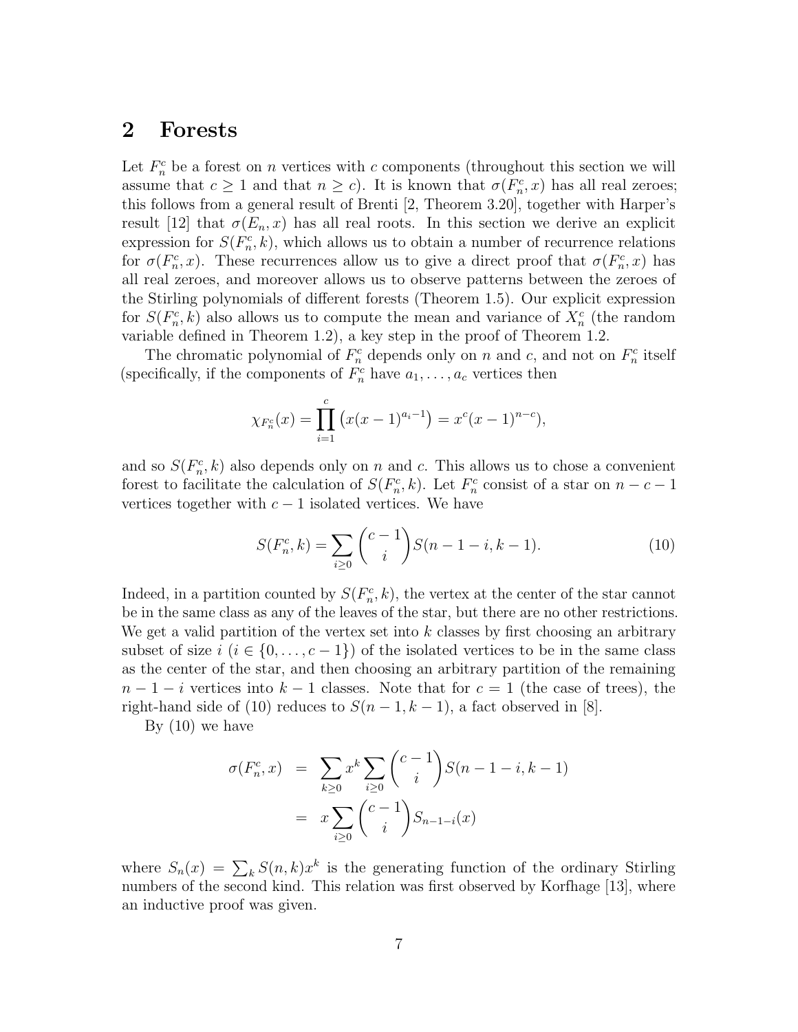## 2 Forests

Let $F_n^c$ be a forest on $n$ vertices with $c$ components (throughout this section we will assume that $c \geq 1$ and that $n \geq c$). It is known that $\sigma(F_n^c, x)$ has all real zeroes; this follows from a general result of Brenti [2, Theorem 3.20], together with Harper's result [12] that $\sigma(E_n, x)$ has all real roots. In this section we derive an explicit expression for $S(F_n^c, k)$, which allows us to obtain a number of recurrence relations for $\sigma(F_n^c, x)$. These recurrences allow us to give a direct proof that $\sigma(F_n^c, x)$ has all real zeroes, and moreover allows us to observe patterns between the zeroes of the Stirling polynomials of different forests (Theorem 1.5). Our explicit expression for $S(F_n^c, k)$ also allows us to compute the mean and variance of $X_n^c$ (the random variable defined in Theorem 1.2), a key step in the proof of Theorem 1.2.

The chromatic polynomial of $F_n^c$ depends only on $n$ and $c$, and not on $F_n^c$ itself (specifically, if the components of $F_n^c$ have $a_1, \ldots, a_c$ vertices then

$$\chi_{F_n^c}(x) = \prod_{i=1}^{c} \left(x(x-1)^{a_i - 1}\right) = x^c(x-1)^{n-c}),$$

and so $S(F_n^c, k)$ also depends only on $n$ and $c$. This allows us to chose a convenient forest to facilitate the calculation of $S(F_n^c, k)$. Let $F_n^c$ consist of a star on $n-c-1$ vertices together with $c-1$ isolated vertices. We have

$$S(F_n^c, k) = \sum_{i \geq 0} \binom{c-1}{i} S(n-1-i, k-1). \tag{10}$$

Indeed, in a partition counted by $S(F_n^c, k)$, the vertex at the center of the star cannot be in the same class as any of the leaves of the star, but there are no other restrictions. We get a valid partition of the vertex set into $k$ classes by first choosing an arbitrary subset of size $i$ ($i \in \{0, \ldots, c-1\}$) of the isolated vertices to be in the same class as the center of the star, and then choosing an arbitrary partition of the remaining $n-1-i$ vertices into $k-1$ classes. Note that for $c = 1$ (the case of trees), the right-hand side of (10) reduces to $S(n-1, k-1)$, a fact observed in [8].

By (10) we have

$$\begin{aligned}
\sigma(F_n^c, x) &= \sum_{k \geq 0} x^k \sum_{i \geq 0} \binom{c-1}{i} S(n-1-i, k-1) \\
&= x \sum_{i \geq 0} \binom{c-1}{i} S_{n-1-i}(x)
\end{aligned}$$

where $S_n(x) = \sum_k S(n,k)x^k$ is the generating function of the ordinary Stirling numbers of the second kind. This relation was first observed by Korfhage [13], where an inductive proof was given.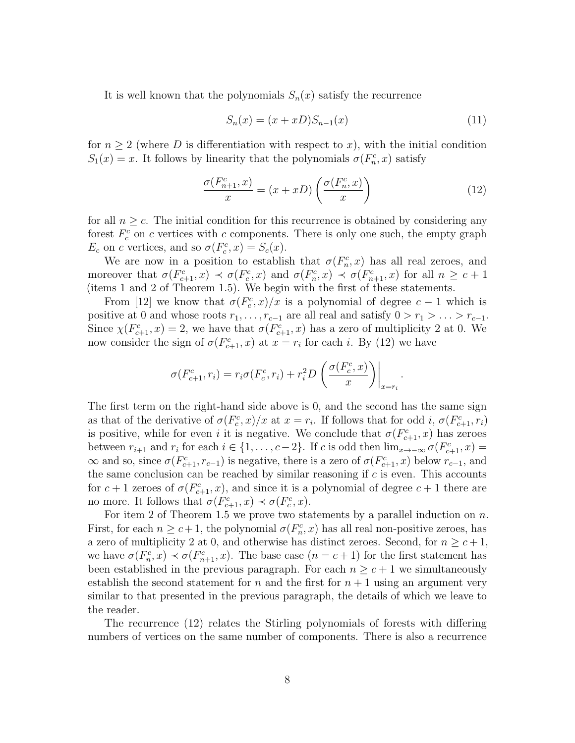It is well known that the polynomials $S_n(x)$ satisfy the recurrence

$$S_n(x) = (x + xD)S_{n-1}(x) \tag{11}$$

for $n \geq 2$ (where $D$ is differentiation with respect to $x$), with the initial condition $S_1(x) = x$. It follows by linearity that the polynomials $\sigma(F_n^c, x)$ satisfy

$$\frac{\sigma(F_{n+1}^c, x)}{x} = (x + xD)\left(\frac{\sigma(F_n^c, x)}{x}\right) \tag{12}$$

for all $n \geq c$. The initial condition for this recurrence is obtained by considering any forest $F_c^c$ on $c$ vertices with $c$ components. There is only one such, the empty graph $E_c$ on $c$ vertices, and so $\sigma(F_c^c, x) = S_c(x)$.

We are now in a position to establish that $\sigma(F_n^c, x)$ has all real zeroes, and moreover that $\sigma(F_{c+1}^c, x) \prec \sigma(F_c^c, x)$ and $\sigma(F_n^c, x) \prec \sigma(F_{n+1}^c, x)$ for all $n \geq c+1$ (items 1 and 2 of Theorem 1.5). We begin with the first of these statements.

From [12] we know that $\sigma(F_c^c, x)/x$ is a polynomial of degree $c-1$ which is positive at 0 and whose roots $r_1, \ldots, r_{c-1}$ are all real and satisfy $0 > r_1 > \ldots > r_{c-1}$. Since $\chi(F_{c+1}^c, x) = 2$, we have that $\sigma(F_{c+1}^c, x)$ has a zero of multiplicity 2 at 0. We now consider the sign of $\sigma(F_{c+1}^c, x)$ at $x = r_i$ for each $i$. By (12) we have

$$\sigma(F_{c+1}^c, r_i) = r_i \sigma(F_c^c, r_i) + r_i^2 D\left(\frac{\sigma(F_c^c, x)}{x}\right)\Bigg|_{x=r_i}.$$

The first term on the right-hand side above is 0, and the second has the same sign as that of the derivative of $\sigma(F_c^c, x)/x$ at $x = r_i$. If follows that for odd $i$, $\sigma(F_{c+1}^c, r_i)$ is positive, while for even $i$ it is negative. We conclude that $\sigma(F_{c+1}^c, x)$ has zeroes between $r_{i+1}$ and $r_i$ for each $i \in \{1, \ldots, c-2\}$. If $c$ is odd then $\lim_{x \to -\infty} \sigma(F_{c+1}^c, x) = \infty$ and so, since $\sigma(F_{c+1}^c, r_{c-1})$ is negative, there is a zero of $\sigma(F_{c+1}^c, x)$ below $r_{c-1}$, and the same conclusion can be reached by similar reasoning if $c$ is even. This accounts for $c+1$ zeroes of $\sigma(F_{c+1}^c, x)$, and since it is a polynomial of degree $c+1$ there are no more. It follows that $\sigma(F_{c+1}^c, x) \prec \sigma(F_c^c, x)$.

For item 2 of Theorem 1.5 we prove two statements by a parallel induction on $n$. First, for each $n \geq c+1$, the polynomial $\sigma(F_n^c, x)$ has all real non-positive zeroes, has a zero of multiplicity 2 at 0, and otherwise has distinct zeroes. Second, for $n \geq c+1$, we have $\sigma(F_n^c, x) \prec \sigma(F_{n+1}^c, x)$. The base case ($n = c+1$) for the first statement has been established in the previous paragraph. For each $n \geq c+1$ we simultaneously establish the second statement for $n$ and the first for $n+1$ using an argument very similar to that presented in the previous paragraph, the details of which we leave to the reader.

The recurrence (12) relates the Stirling polynomials of forests with differing numbers of vertices on the same number of components. There is also a recurrence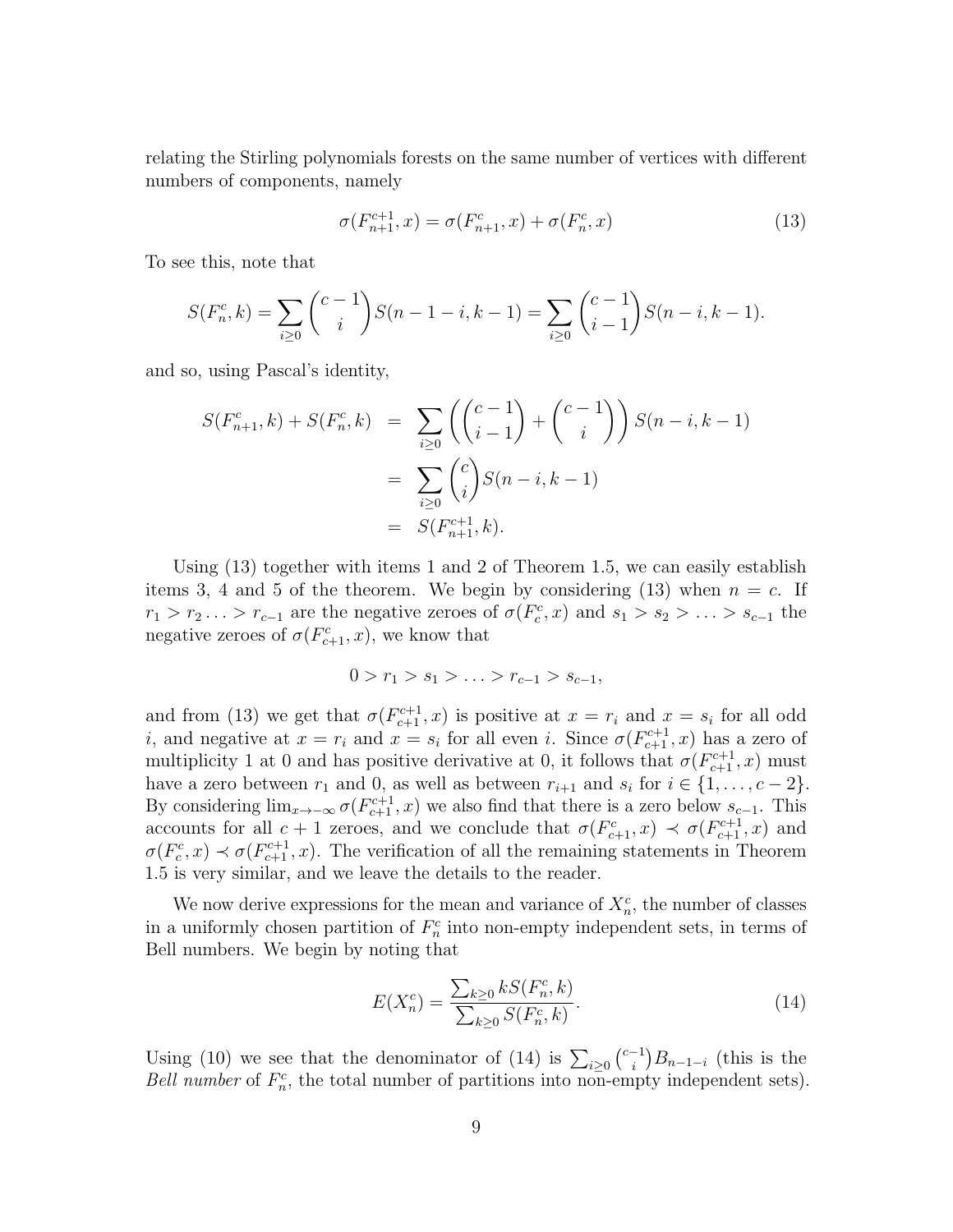relating the Stirling polynomials forests on the same number of vertices with different numbers of components, namely

$$\sigma(F_{n+1}^{c+1}, x) = \sigma(F_{n+1}^{c}, x) + \sigma(F_{n}^{c}, x) \tag{13}$$

To see this, note that

$$S(F_n^c, k) = \sum_{i \geq 0} \binom{c-1}{i} S(n-1-i, k-1) = \sum_{i \geq 0} \binom{c-1}{i-1} S(n-i, k-1).$$

and so, using Pascal's identity,

$$\begin{aligned} S(F_{n+1}^c, k) + S(F_n^c, k) &= \sum_{i \geq 0} \left( \binom{c-1}{i-1} + \binom{c-1}{i} \right) S(n-i, k-1) \\ &= \sum_{i \geq 0} \binom{c}{i} S(n-i, k-1) \\ &= S(F_{n+1}^{c+1}, k). \end{aligned}$$

Using (13) together with items 1 and 2 of Theorem 1.5, we can easily establish items 3, 4 and 5 of the theorem. We begin by considering (13) when $n = c$. If $r_1 > r_2 \ldots > r_{c-1}$ are the negative zeroes of $\sigma(F_c^c, x)$ and $s_1 > s_2 > \ldots > s_{c-1}$ the negative zeroes of $\sigma(F_{c+1}^c, x)$, we know that

$$0 > r_1 > s_1 > \ldots > r_{c-1} > s_{c-1},$$

and from (13) we get that $\sigma(F_{c+1}^{c+1}, x)$ is positive at $x = r_i$ and $x = s_i$ for all odd $i$, and negative at $x = r_i$ and $x = s_i$ for all even $i$. Since $\sigma(F_{c+1}^{c+1}, x)$ has a zero of multiplicity 1 at 0 and has positive derivative at 0, it follows that $\sigma(F_{c+1}^{c+1}, x)$ must have a zero between $r_1$ and 0, as well as between $r_{i+1}$ and $s_i$ for $i \in \{1, \ldots, c-2\}$. By considering $\lim_{x \to -\infty} \sigma(F_{c+1}^{c+1}, x)$ we also find that there is a zero below $s_{c-1}$. This accounts for all $c+1$ zeroes, and we conclude that $\sigma(F_{c+1}^c, x) \prec \sigma(F_{c+1}^{c+1}, x)$ and $\sigma(F_c^c, x) \prec \sigma(F_{c+1}^{c+1}, x)$. The verification of all the remaining statements in Theorem 1.5 is very similar, and we leave the details to the reader.

We now derive expressions for the mean and variance of $X_n^c$, the number of classes in a uniformly chosen partition of $F_n^c$ into non-empty independent sets, in terms of Bell numbers. We begin by noting that

$$E(X_n^c) = \frac{\sum_{k \geq 0} k S(F_n^c, k)}{\sum_{k \geq 0} S(F_n^c, k)}. \tag{14}$$

Using (10) we see that the denominator of (14) is $\sum_{i \geq 0} \binom{c-1}{i} B_{n-1-i}$ (this is the *Bell number* of $F_n^c$, the total number of partitions into non-empty independent sets).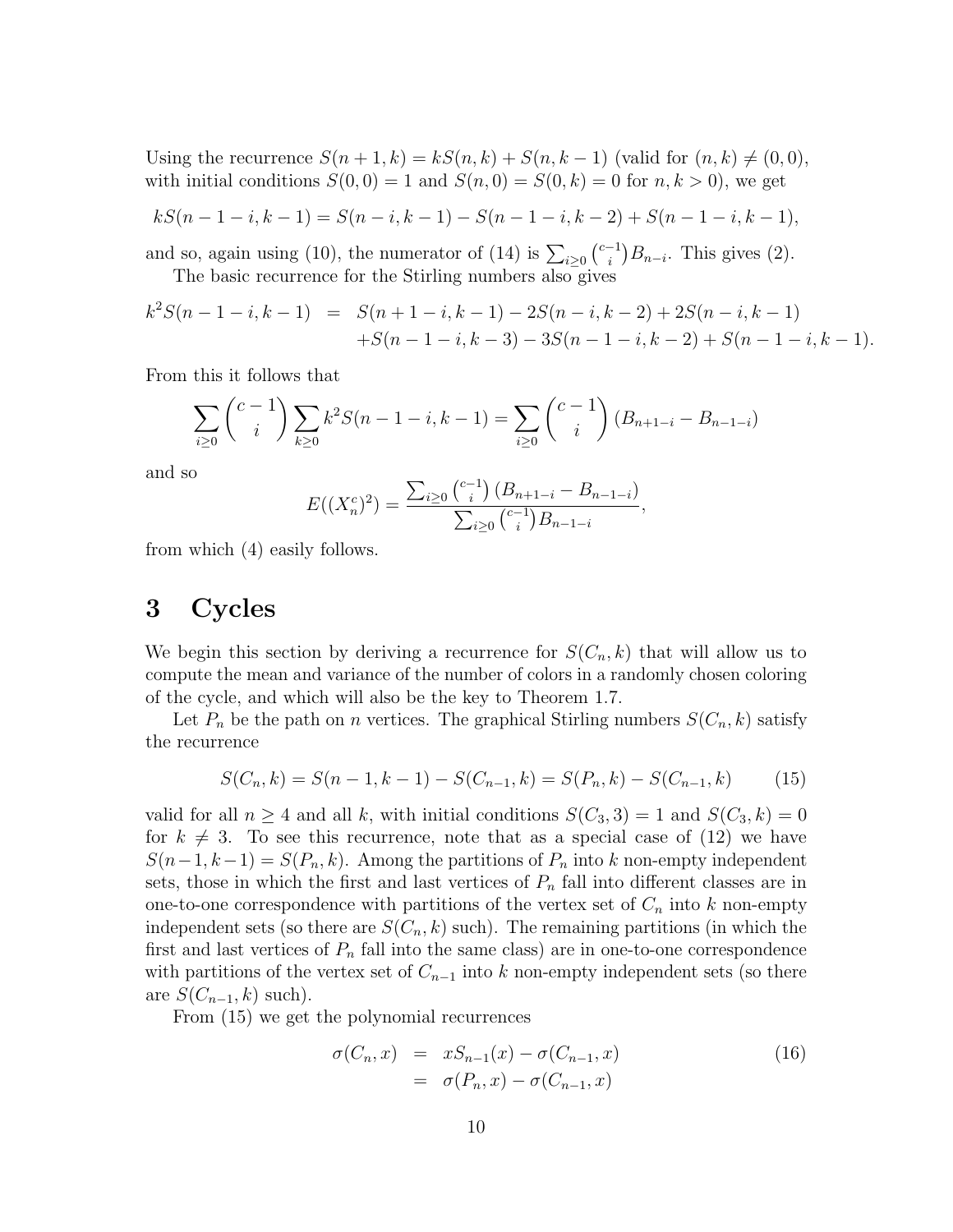Using the recurrence $S(n+1,k) = kS(n,k) + S(n,k-1)$ (valid for $(n,k) \neq (0,0)$, with initial conditions $S(0,0) = 1$ and $S(n,0) = S(0,k) = 0$ for $n,k > 0$), we get

$$kS(n-1-i,k-1) = S(n-i,k-1) - S(n-1-i,k-2) + S(n-1-i,k-1),$$

and so, again using (10), the numerator of (14) is $\sum_{i \geq 0} \binom{c-1}{i} B_{n-i}$. This gives (2).

The basic recurrence for the Stirling numbers also gives

$$\begin{aligned} k^2 S(n-1-i,k-1) &= S(n+1-i,k-1) - 2S(n-i,k-2) + 2S(n-i,k-1) \\ &\quad + S(n-1-i,k-3) - 3S(n-1-i,k-2) + S(n-1-i,k-1). \end{aligned}$$

From this it follows that

$$\sum_{i \geq 0} \binom{c-1}{i} \sum_{k \geq 0} k^2 S(n-1-i,k-1) = \sum_{i \geq 0} \binom{c-1}{i} (B_{n+1-i} - B_{n-1-i})$$

and so

$$E((X_n^c)^2) = \frac{\sum_{i \geq 0} \binom{c-1}{i} (B_{n+1-i} - B_{n-1-i})}{\sum_{i \geq 0} \binom{c-1}{i} B_{n-1-i}},$$

from which (4) easily follows.

# 3 Cycles

We begin this section by deriving a recurrence for $S(C_n,k)$ that will allow us to compute the mean and variance of the number of colors in a randomly chosen coloring of the cycle, and which will also be the key to Theorem 1.7.

Let $P_n$ be the path on $n$ vertices. The graphical Stirling numbers $S(C_n,k)$ satisfy the recurrence

$$S(C_n,k) = S(n-1,k-1) - S(C_{n-1},k) = S(P_n,k) - S(C_{n-1},k) \tag{15}$$

valid for all $n \geq 4$ and all $k$, with initial conditions $S(C_3,3) = 1$ and $S(C_3,k) = 0$ for $k \neq 3$. To see this recurrence, note that as a special case of (12) we have $S(n-1,k-1) = S(P_n,k)$. Among the partitions of $P_n$ into $k$ non-empty independent sets, those in which the first and last vertices of $P_n$ fall into different classes are in one-to-one correspondence with partitions of the vertex set of $C_n$ into $k$ non-empty independent sets (so there are $S(C_n,k)$ such). The remaining partitions (in which the first and last vertices of $P_n$ fall into the same class) are in one-to-one correspondence with partitions of the vertex set of $C_{n-1}$ into $k$ non-empty independent sets (so there are $S(C_{n-1},k)$ such).

From (15) we get the polynomial recurrences

$$\begin{aligned} \sigma(C_n,x) &= xS_{n-1}(x) - \sigma(C_{n-1},x) \\ &= \sigma(P_n,x) - \sigma(C_{n-1},x) \end{aligned} \tag{16}$$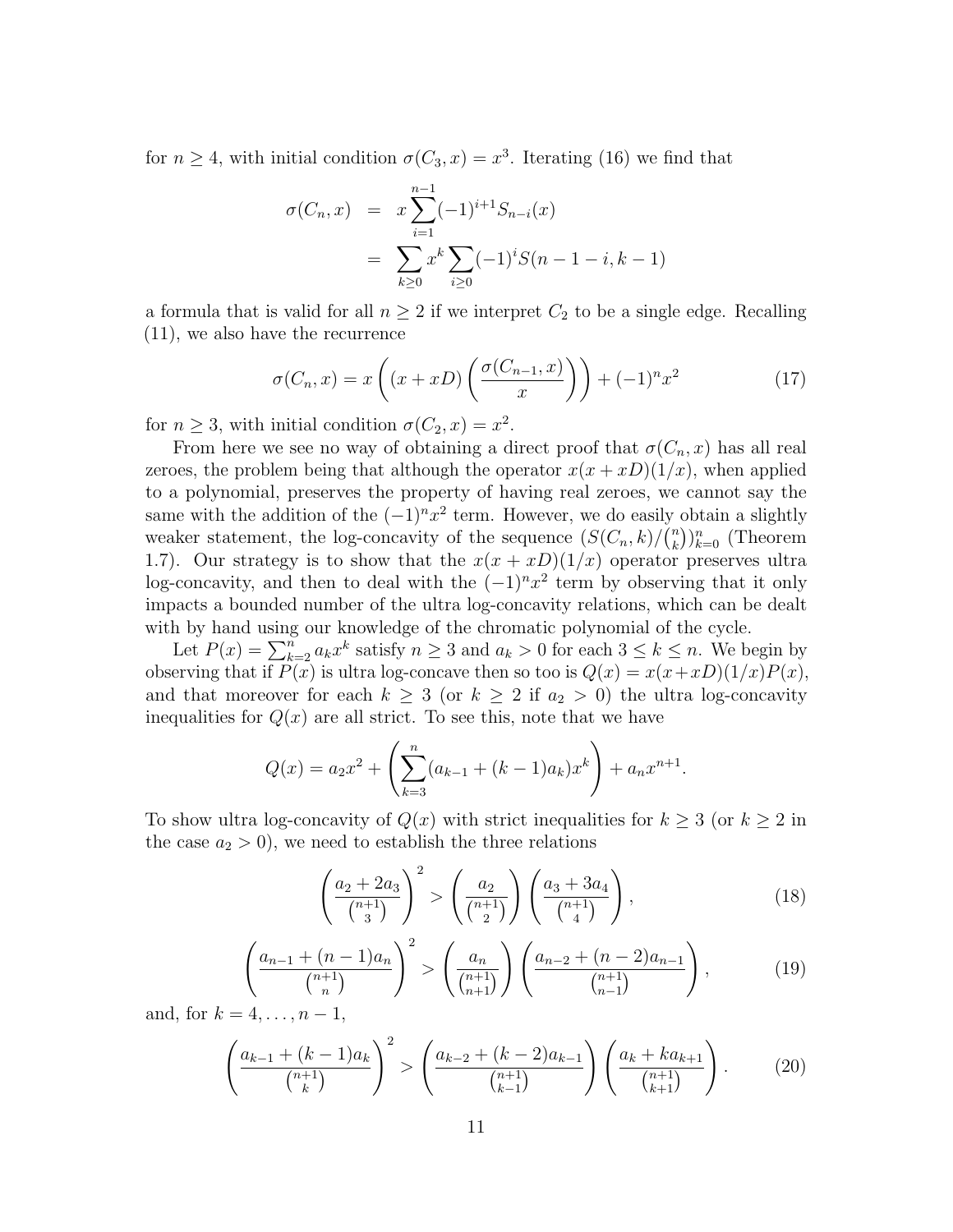for $n \geq 4$, with initial condition $\sigma(C_3, x) = x^3$. Iterating (16) we find that

$$\begin{aligned}
\sigma(C_n, x) &= x \sum_{i=1}^{n-1} (-1)^{i+1} S_{n-i}(x) \\
&= \sum_{k \geq 0} x^k \sum_{i \geq 0} (-1)^i S(n-1-i, k-1)
\end{aligned}$$

a formula that is valid for all $n \geq 2$ if we interpret $C_2$ to be a single edge. Recalling (11), we also have the recurrence

$$\sigma(C_n, x) = x \left( (x + xD) \left( \frac{\sigma(C_{n-1}, x)}{x} \right) \right) + (-1)^n x^2 \tag{17}$$

for $n \geq 3$, with initial condition $\sigma(C_2, x) = x^2$.

From here we see no way of obtaining a direct proof that $\sigma(C_n, x)$ has all real zeroes, the problem being that although the operator $x(x + xD)(1/x)$, when applied to a polynomial, preserves the property of having real zeroes, we cannot say the same with the addition of the $(-1)^n x^2$ term. However, we do easily obtain a slightly weaker statement, the log-concavity of the sequence $(S(C_n, k)/\binom{n}{k})_{k=0}^n$ (Theorem 1.7). Our strategy is to show that the $x(x + xD)(1/x)$ operator preserves ultra log-concavity, and then to deal with the $(-1)^n x^2$ term by observing that it only impacts a bounded number of the ultra log-concavity relations, which can be dealt with by hand using our knowledge of the chromatic polynomial of the cycle.

Let $P(x) = \sum_{k=2}^n a_k x^k$ satisfy $n \geq 3$ and $a_k > 0$ for each $3 \leq k \leq n$. We begin by observing that if $P(x)$ is ultra log-concave then so too is $Q(x) = x(x+xD)(1/x)P(x)$, and that moreover for each $k \geq 3$ (or $k \geq 2$ if $a_2 > 0$) the ultra log-concavity inequalities for $Q(x)$ are all strict. To see this, note that we have

$$Q(x) = a_2 x^2 + \left( \sum_{k=3}^n (a_{k-1} + (k-1)a_k) x^k \right) + a_n x^{n+1}.$$

To show ultra log-concavity of $Q(x)$ with strict inequalities for $k \geq 3$ (or $k \geq 2$ in the case $a_2 > 0$), we need to establish the three relations

$$\left( \frac{a_2 + 2a_3}{\binom{n+1}{3}} \right)^2 > \left( \frac{a_2}{\binom{n+1}{2}} \right) \left( \frac{a_3 + 3a_4}{\binom{n+1}{4}} \right), \tag{18}$$

$$\left( \frac{a_{n-1} + (n-1)a_n}{\binom{n+1}{n}} \right)^2 > \left( \frac{a_n}{\binom{n+1}{n+1}} \right) \left( \frac{a_{n-2} + (n-2)a_{n-1}}{\binom{n+1}{n-1}} \right), \tag{19}$$

and, for $k = 4, \ldots, n-1$,

$$\left( \frac{a_{k-1} + (k-1)a_k}{\binom{n+1}{k}} \right)^2 > \left( \frac{a_{k-2} + (k-2)a_{k-1}}{\binom{n+1}{k-1}} \right) \left( \frac{a_k + ka_{k+1}}{\binom{n+1}{k+1}} \right). \tag{20}$$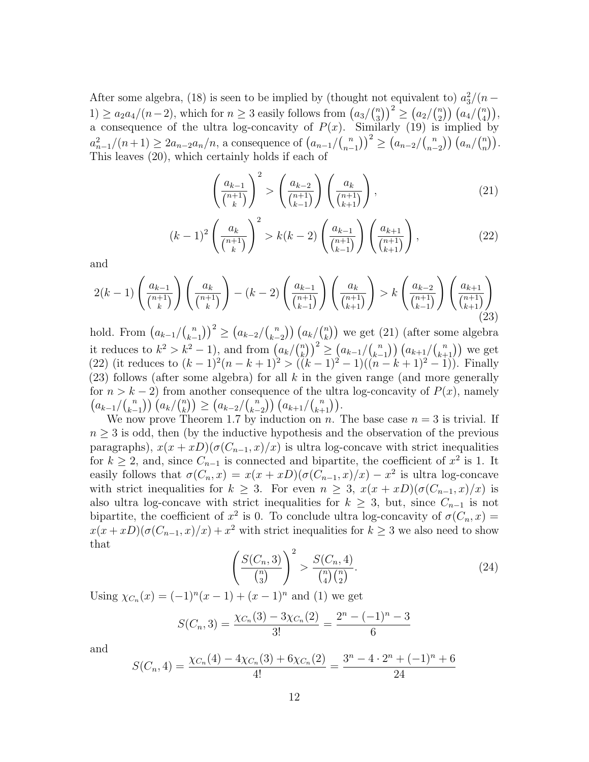After some algebra, (18) is seen to be implied by (thought not equivalent to) $a_3^2/(n-1) \geq a_2 a_4/(n-2)$, which for $n \geq 3$ easily follows from $\left(a_3/\binom{n}{3}\right)^2 \geq \left(a_2/\binom{n}{2}\right)\left(a_4/\binom{n}{4}\right)$, a consequence of the ultra log-concavity of $P(x)$. Similarly (19) is implied by $a_{n-1}^2/(n+1) \geq 2a_{n-2}a_n/n$, a consequence of $\left(a_{n-1}/\binom{n}{n-1}\right)^2 \geq \left(a_{n-2}/\binom{n}{n-2}\right)\left(a_n/\binom{n}{n}\right)$. This leaves (20), which certainly holds if each of

$$\left(\frac{a_{k-1}}{\binom{n+1}{k}}\right)^2 > \left(\frac{a_{k-2}}{\binom{n+1}{k-1}}\right)\left(\frac{a_k}{\binom{n+1}{k+1}}\right), \tag{21}$$

$$(k-1)^2\left(\frac{a_k}{\binom{n+1}{k}}\right)^2 > k(k-2)\left(\frac{a_{k-1}}{\binom{n+1}{k-1}}\right)\left(\frac{a_{k+1}}{\binom{n+1}{k+1}}\right), \tag{22}$$

and

$$2(k-1)\left(\frac{a_{k-1}}{\binom{n+1}{k}}\right)\left(\frac{a_k}{\binom{n+1}{k}}\right) - (k-2)\left(\frac{a_{k-1}}{\binom{n+1}{k-1}}\right)\left(\frac{a_k}{\binom{n+1}{k+1}}\right) > k\left(\frac{a_{k-2}}{\binom{n+1}{k-1}}\right)\left(\frac{a_{k+1}}{\binom{n+1}{k+1}}\right) \tag{23}$$

hold. From $\left(a_{k-1}/\binom{n}{k-1}\right)^2 \geq \left(a_{k-2}/\binom{n}{k-2}\right)\left(a_k/\binom{n}{k}\right)$ we get (21) (after some algebra it reduces to $k^2 > k^2 - 1$), and from $\left(a_k/\binom{n}{k}\right)^2 \geq \left(a_{k-1}/\binom{n}{k-1}\right)\left(a_{k+1}/\binom{n}{k+1}\right)$ we get (22) (it reduces to $(k-1)^2(n-k+1)^2 > ((k-1)^2-1)((n-k+1)^2-1)$). Finally (23) follows (after some algebra) for all $k$ in the given range (and more generally for $n > k-2$) from another consequence of the ultra log-concavity of $P(x)$, namely $\left(a_{k-1}/\binom{n}{k-1}\right)\left(a_k/\binom{n}{k}\right) \geq \left(a_{k-2}/\binom{n}{k-2}\right)\left(a_{k+1}/\binom{n}{k+1}\right)$.

We now prove Theorem 1.7 by induction on $n$. The base case $n = 3$ is trivial. If $n \geq 3$ is odd, then (by the inductive hypothesis and the observation of the previous paragraphs), $x(x + xD)(\sigma(C_{n-1}, x)/x)$ is ultra log-concave with strict inequalities for $k \geq 2$, and, since $C_{n-1}$ is connected and bipartite, the coefficient of $x^2$ is 1. It easily follows that $\sigma(C_n, x) = x(x + xD)(\sigma(C_{n-1}, x)/x) - x^2$ is ultra log-concave with strict inequalities for $k \geq 3$. For even $n \geq 3$, $x(x + xD)(\sigma(C_{n-1}, x)/x)$ is also ultra log-concave with strict inequalities for $k \geq 3$, but, since $C_{n-1}$ is not bipartite, the coefficient of $x^2$ is 0. To conclude ultra log-concavity of $\sigma(C_n, x) = x(x + xD)(\sigma(C_{n-1}, x)/x) + x^2$ with strict inequalities for $k \geq 3$ we also need to show that

$$\left(\frac{S(C_n, 3)}{\binom{n}{3}}\right)^2 > \frac{S(C_n, 4)}{\binom{n}{4}\binom{n}{2}}. \tag{24}$$

Using $\chi_{C_n}(x) = (-1)^n(x-1) + (x-1)^n$ and (1) we get

$$S(C_n, 3) = \frac{\chi_{C_n}(3) - 3\chi_{C_n}(2)}{3!} = \frac{2^n - (-1)^n - 3}{6}$$

and

$$S(C_n, 4) = \frac{\chi_{C_n}(4) - 4\chi_{C_n}(3) + 6\chi_{C_n}(2)}{4!} = \frac{3^n - 4 \cdot 2^n + (-1)^n + 6}{24}$$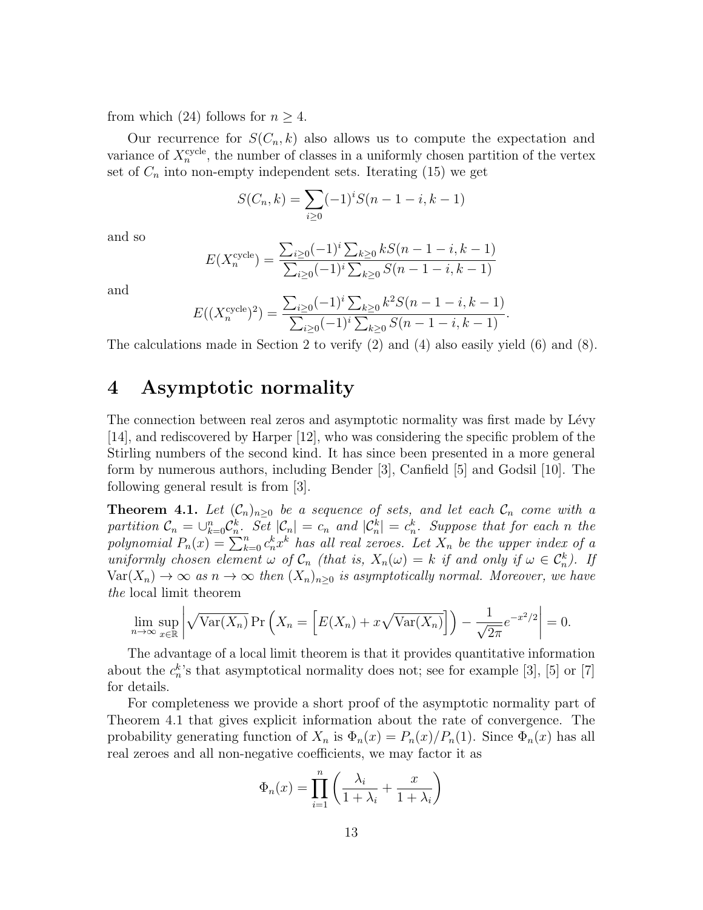from which (24) follows for $n \geq 4$.

Our recurrence for $S(C_n, k)$ also allows us to compute the expectation and variance of $X_n^{\text{cycle}}$, the number of classes in a uniformly chosen partition of the vertex set of $C_n$ into non-empty independent sets. Iterating (15) we get

$$S(C_n, k) = \sum_{i \geq 0} (-1)^i S(n - 1 - i, k - 1)$$

and so

$$E(X_n^{\text{cycle}}) = \frac{\sum_{i \geq 0} (-1)^i \sum_{k \geq 0} k S(n - 1 - i, k - 1)}{\sum_{i \geq 0} (-1)^i \sum_{k \geq 0} S(n - 1 - i, k - 1)}$$

and

$$E((X_n^{\text{cycle}})^2) = \frac{\sum_{i \geq 0} (-1)^i \sum_{k \geq 0} k^2 S(n - 1 - i, k - 1)}{\sum_{i \geq 0} (-1)^i \sum_{k \geq 0} S(n - 1 - i, k - 1)}.$$

The calculations made in Section 2 to verify (2) and (4) also easily yield (6) and (8).

# 4 Asymptotic normality

The connection between real zeros and asymptotic normality was first made by Lévy [14], and rediscovered by Harper [12], who was considering the specific problem of the Stirling numbers of the second kind. It has since been presented in a more general form by numerous authors, including Bender [3], Canfield [5] and Godsil [10]. The following general result is from [3].

**Theorem 4.1.** *Let $(\mathcal{C}_n)_{n \geq 0}$ be a sequence of sets, and let each $\mathcal{C}_n$ come with a partition $\mathcal{C}_n = \cup_{k=0}^n \mathcal{C}_n^k$. Set $|\mathcal{C}_n| = c_n$ and $|\mathcal{C}_n^k| = c_n^k$. Suppose that for each $n$ the polynomial $P_n(x) = \sum_{k=0}^n c_n^k x^k$ has all real zeroes. Let $X_n$ be the upper index of a uniformly chosen element $\omega$ of $\mathcal{C}_n$ (that is, $X_n(\omega) = k$ if and only if $\omega \in \mathcal{C}_n^k$). If $\text{Var}(X_n) \to \infty$ as $n \to \infty$ then $(X_n)_{n \geq 0}$ is asymptotically normal. Moreover, we have the* local limit theorem

$$\lim_{n \to \infty} \sup_{x \in \mathbb{R}} \left| \sqrt{\text{Var}(X_n)} \Pr\left(X_n = \left[E(X_n) + x\sqrt{\text{Var}(X_n)}\right]\right) - \frac{1}{\sqrt{2\pi}} e^{-x^2/2} \right| = 0.$$

The advantage of a local limit theorem is that it provides quantitative information about the $c_n^k$'s that asymptotical normality does not; see for example [3], [5] or [7] for details.

For completeness we provide a short proof of the asymptotic normality part of Theorem 4.1 that gives explicit information about the rate of convergence. The probability generating function of $X_n$ is $\Phi_n(x) = P_n(x)/P_n(1)$. Since $\Phi_n(x)$ has all real zeroes and all non-negative coefficients, we may factor it as

$$\Phi_n(x) = \prod_{i=1}^{n} \left( \frac{\lambda_i}{1 + \lambda_i} + \frac{x}{1 + \lambda_i} \right)$$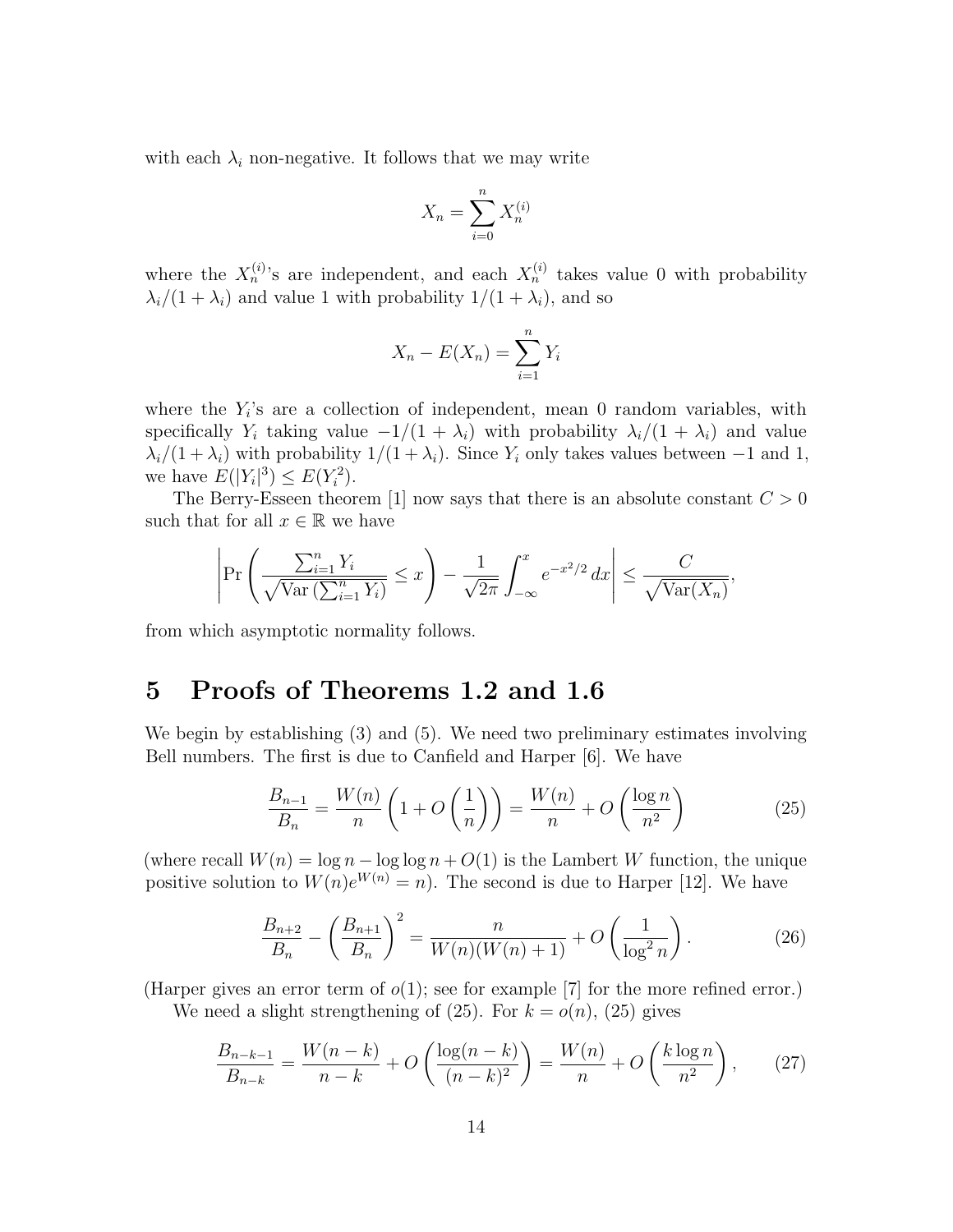with each $\lambda_i$ non-negative. It follows that we may write

$$X_n = \sum_{i=0}^{n} X_n^{(i)}$$

where the $X_n^{(i)}$'s are independent, and each $X_n^{(i)}$ takes value 0 with probability $\lambda_i/(1+\lambda_i)$ and value 1 with probability $1/(1+\lambda_i)$, and so

$$X_n - E(X_n) = \sum_{i=1}^{n} Y_i$$

where the $Y_i$'s are a collection of independent, mean 0 random variables, with specifically $Y_i$ taking value $-1/(1+\lambda_i)$ with probability $\lambda_i/(1+\lambda_i)$ and value $\lambda_i/(1+\lambda_i)$ with probability $1/(1+\lambda_i)$. Since $Y_i$ only takes values between $-1$ and 1, we have $E(|Y_i|^3) \leq E(Y_i^2)$.

The Berry-Esseen theorem [1] now says that there is an absolute constant $C > 0$ such that for all $x \in \mathbb{R}$ we have

$$\left| \Pr\left( \frac{\sum_{i=1}^{n} Y_i}{\sqrt{\mathrm{Var}\left(\sum_{i=1}^{n} Y_i\right)}} \leq x \right) - \frac{1}{\sqrt{2\pi}} \int_{-\infty}^{x} e^{-x^2/2}\, dx \right| \leq \frac{C}{\sqrt{\mathrm{Var}(X_n)}},$$

from which asymptotic normality follows.

# 5 Proofs of Theorems 1.2 and 1.6

We begin by establishing (3) and (5). We need two preliminary estimates involving Bell numbers. The first is due to Canfield and Harper [6]. We have

$$\frac{B_{n-1}}{B_n} = \frac{W(n)}{n}\left(1 + O\left(\frac{1}{n}\right)\right) = \frac{W(n)}{n} + O\left(\frac{\log n}{n^2}\right) \tag{25}$$

(where recall $W(n) = \log n - \log\log n + O(1)$ is the Lambert $W$ function, the unique positive solution to $W(n)e^{W(n)} = n$). The second is due to Harper [12]. We have

$$\frac{B_{n+2}}{B_n} - \left(\frac{B_{n+1}}{B_n}\right)^2 = \frac{n}{W(n)(W(n)+1)} + O\left(\frac{1}{\log^2 n}\right). \tag{26}$$

(Harper gives an error term of $o(1)$; see for example [7] for the more refined error.)

We need a slight strengthening of (25). For $k = o(n)$, (25) gives

$$\frac{B_{n-k-1}}{B_{n-k}} = \frac{W(n-k)}{n-k} + O\left(\frac{\log(n-k)}{(n-k)^2}\right) = \frac{W(n)}{n} + O\left(\frac{k \log n}{n^2}\right), \tag{27}$$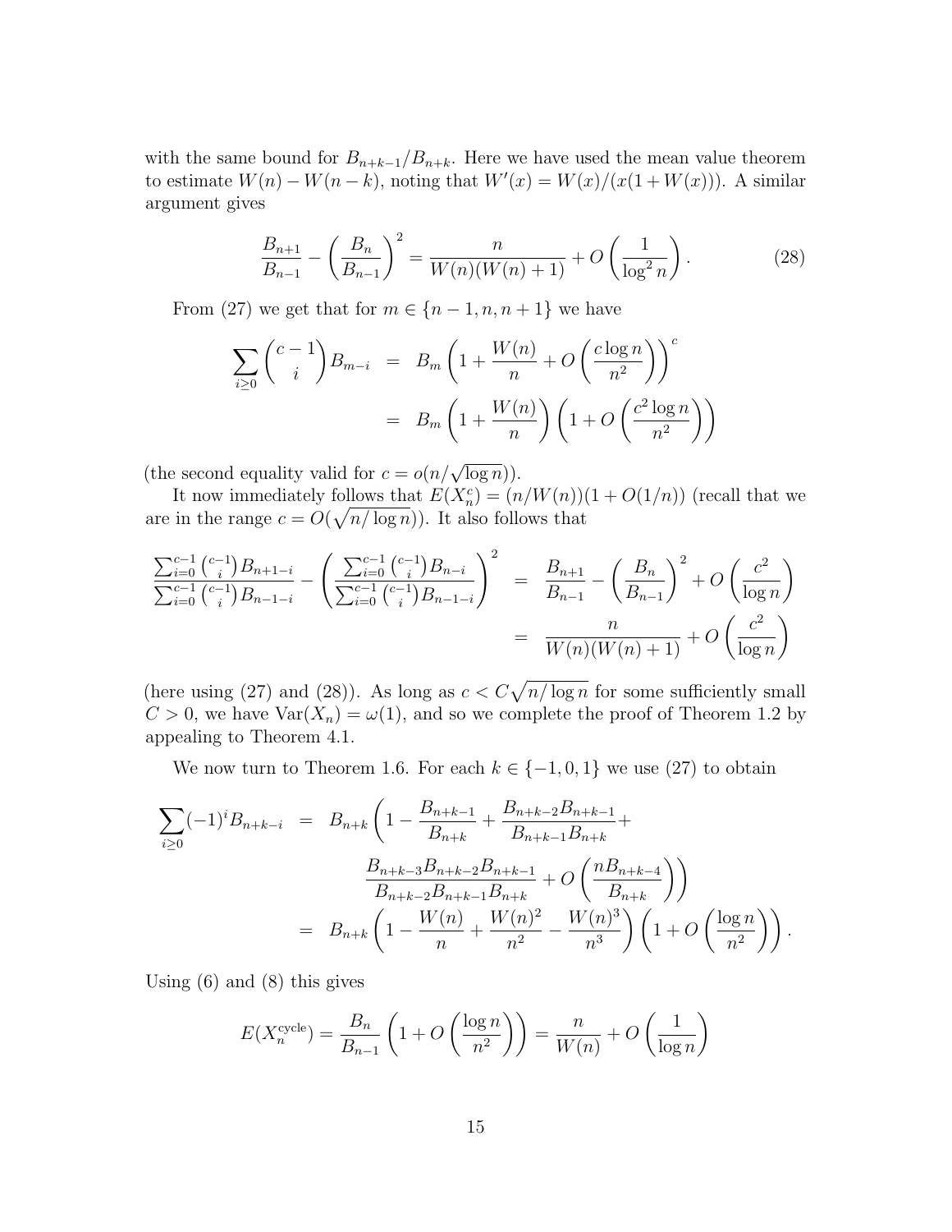with the same bound for $B_{n+k-1}/B_{n+k}$. Here we have used the mean value theorem to estimate $W(n) - W(n-k)$, noting that $W'(x) = W(x)/(x(1+W(x)))$. A similar argument gives

$$\frac{B_{n+1}}{B_{n-1}} - \left(\frac{B_n}{B_{n-1}}\right)^2 = \frac{n}{W(n)(W(n)+1)} + O\left(\frac{1}{\log^2 n}\right). \tag{28}$$

From (27) we get that for $m \in \{n-1, n, n+1\}$ we have

$$\begin{aligned}
\sum_{i \geq 0} \binom{c-1}{i} B_{m-i} &= B_m \left(1 + \frac{W(n)}{n} + O\left(\frac{c \log n}{n^2}\right)\right)^c \\
&= B_m \left(1 + \frac{W(n)}{n}\right)\left(1 + O\left(\frac{c^2 \log n}{n^2}\right)\right)
\end{aligned}$$

(the second equality valid for $c = o(n/\sqrt{\log n})$).

It now immediately follows that $E(X_n^c) = (n/W(n))(1 + O(1/n))$ (recall that we are in the range $c = O(\sqrt{n/\log n})$). It also follows that

$$\begin{aligned}
\frac{\sum_{i=0}^{c-1} \binom{c-1}{i} B_{n+1-i}}{\sum_{i=0}^{c-1} \binom{c-1}{i} B_{n-1-i}} - \left(\frac{\sum_{i=0}^{c-1} \binom{c-1}{i} B_{n-i}}{\sum_{i=0}^{c-1} \binom{c-1}{i} B_{n-1-i}}\right)^2 &= \frac{B_{n+1}}{B_{n-1}} - \left(\frac{B_n}{B_{n-1}}\right)^2 + O\left(\frac{c^2}{\log n}\right) \\
&= \frac{n}{W(n)(W(n)+1)} + O\left(\frac{c^2}{\log n}\right)
\end{aligned}$$

(here using (27) and (28)). As long as $c < C\sqrt{n/\log n}$ for some sufficiently small $C > 0$, we have $\mathrm{Var}(X_n) = \omega(1)$, and so we complete the proof of Theorem 1.2 by appealing to Theorem 4.1.

We now turn to Theorem 1.6. For each $k \in \{-1, 0, 1\}$ we use (27) to obtain

$$\begin{aligned}
\sum_{i \geq 0} (-1)^i B_{n+k-i} &= B_{n+k}\left(1 - \frac{B_{n+k-1}}{B_{n+k}} + \frac{B_{n+k-2}B_{n+k-1}}{B_{n+k-1}B_{n+k}} + \right. \\
&\qquad \left. \frac{B_{n+k-3}B_{n+k-2}B_{n+k-1}}{B_{n+k-2}B_{n+k-1}B_{n+k}} + O\left(\frac{nB_{n+k-4}}{B_{n+k}}\right)\right) \\
&= B_{n+k}\left(1 - \frac{W(n)}{n} + \frac{W(n)^2}{n^2} - \frac{W(n)^3}{n^3}\right)\left(1 + O\left(\frac{\log n}{n^2}\right)\right).
\end{aligned}$$

Using (6) and (8) this gives

$$E(X_n^{\text{cycle}}) = \frac{B_n}{B_{n-1}}\left(1 + O\left(\frac{\log n}{n^2}\right)\right) = \frac{n}{W(n)} + O\left(\frac{1}{\log n}\right)$$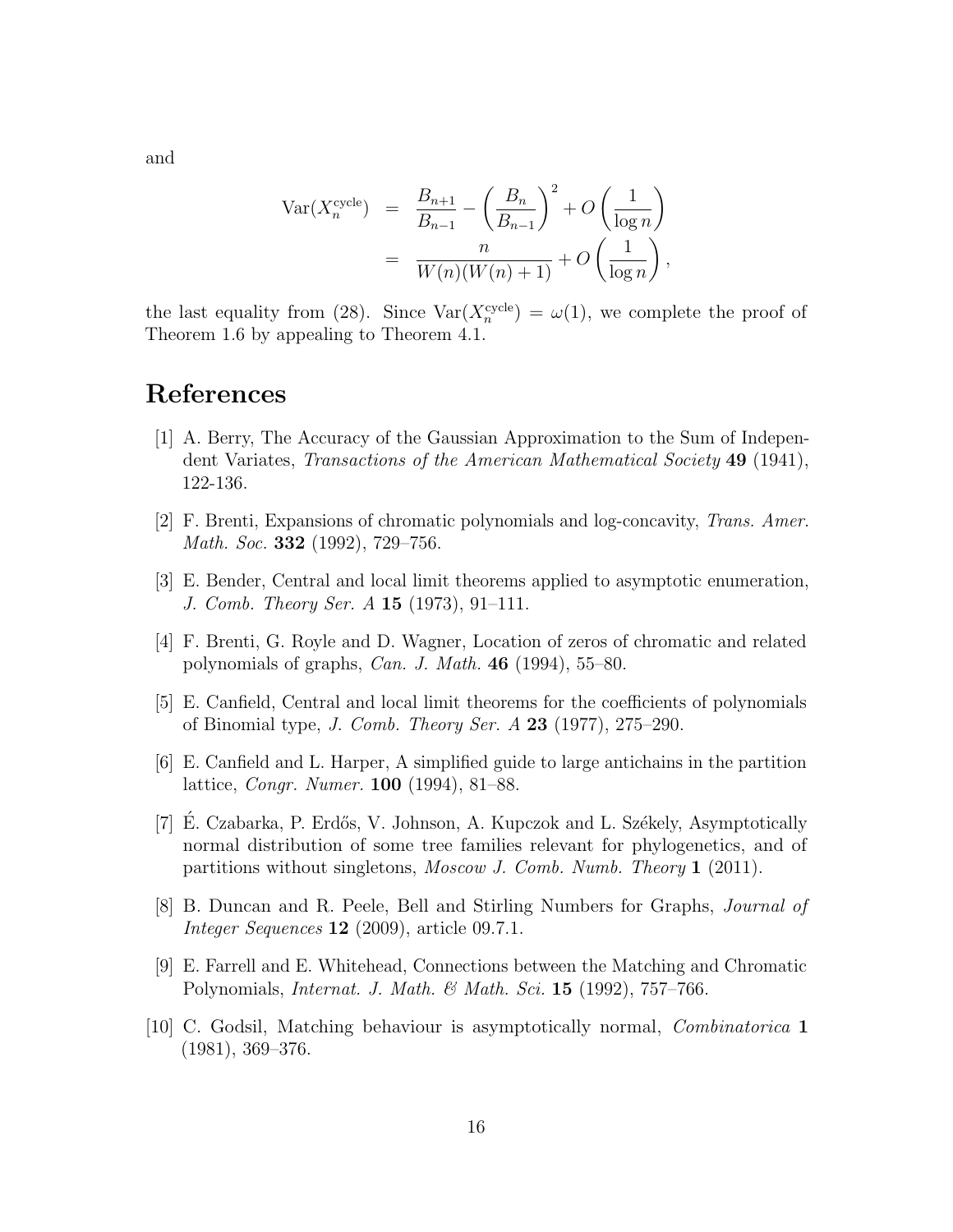and

$$
\begin{aligned}
\mathrm{Var}(X_n^{\mathrm{cycle}}) &= \frac{B_{n+1}}{B_{n-1}} - \left(\frac{B_n}{B_{n-1}}\right)^2 + O\left(\frac{1}{\log n}\right) \\
&= \frac{n}{W(n)(W(n)+1)} + O\left(\frac{1}{\log n}\right),
\end{aligned}
$$

the last equality from (28). Since $\mathrm{Var}(X_n^{\mathrm{cycle}}) = \omega(1)$, we complete the proof of Theorem 1.6 by appealing to Theorem 4.1.

# References

[1] A. Berry, The Accuracy of the Gaussian Approximation to the Sum of Independent Variates, *Transactions of the American Mathematical Society* **49** (1941), 122-136.

[2] F. Brenti, Expansions of chromatic polynomials and log-concavity, *Trans. Amer. Math. Soc.* **332** (1992), 729–756.

[3] E. Bender, Central and local limit theorems applied to asymptotic enumeration, *J. Comb. Theory Ser. A* **15** (1973), 91–111.

[4] F. Brenti, G. Royle and D. Wagner, Location of zeros of chromatic and related polynomials of graphs, *Can. J. Math.* **46** (1994), 55–80.

[5] E. Canfield, Central and local limit theorems for the coefficients of polynomials of Binomial type, *J. Comb. Theory Ser. A* **23** (1977), 275–290.

[6] E. Canfield and L. Harper, A simplified guide to large antichains in the partition lattice, *Congr. Numer.* **100** (1994), 81–88.

[7] É. Czabarka, P. Erdős, V. Johnson, A. Kupczok and L. Székely, Asymptotically normal distribution of some tree families relevant for phylogenetics, and of partitions without singletons, *Moscow J. Comb. Numb. Theory* **1** (2011).

[8] B. Duncan and R. Peele, Bell and Stirling Numbers for Graphs, *Journal of Integer Sequences* **12** (2009), article 09.7.1.

[9] E. Farrell and E. Whitehead, Connections between the Matching and Chromatic Polynomials, *Internat. J. Math. & Math. Sci.* **15** (1992), 757–766.

[10] C. Godsil, Matching behaviour is asymptotically normal, *Combinatorica* **1** (1981), 369–376.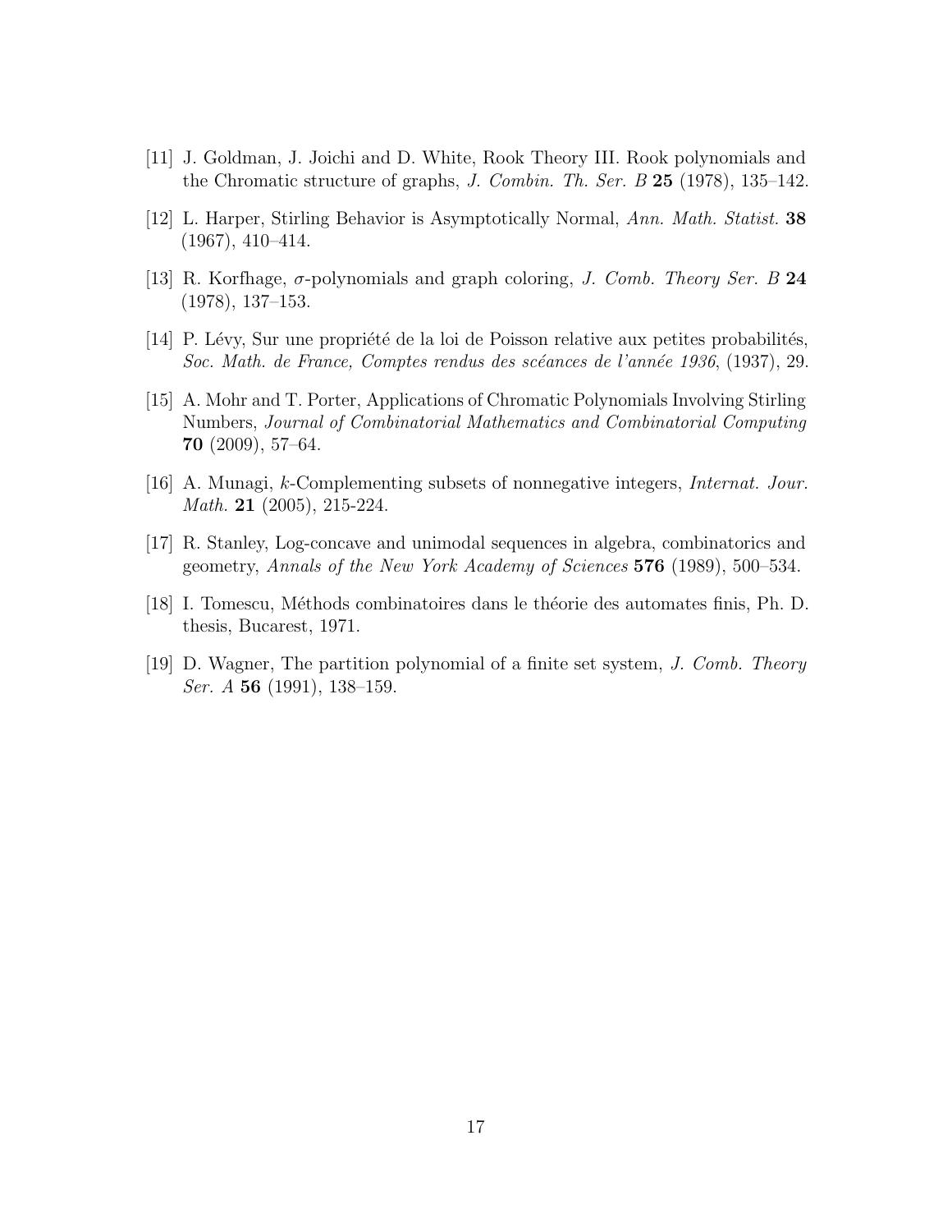[11] J. Goldman, J. Joichi and D. White, Rook Theory III. Rook polynomials and the Chromatic structure of graphs, *J. Combin. Th. Ser. B* **25** (1978), 135–142.

[12] L. Harper, Stirling Behavior is Asymptotically Normal, *Ann. Math. Statist.* **38** (1967), 410–414.

[13] R. Korfhage, $\sigma$-polynomials and graph coloring, *J. Comb. Theory Ser. B* **24** (1978), 137–153.

[14] P. Lévy, Sur une propriété de la loi de Poisson relative aux petites probabilités, *Soc. Math. de France, Comptes rendus des scéances de l'année 1936*, (1937), 29.

[15] A. Mohr and T. Porter, Applications of Chromatic Polynomials Involving Stirling Numbers, *Journal of Combinatorial Mathematics and Combinatorial Computing* **70** (2009), 57–64.

[16] A. Munagi, $k$-Complementing subsets of nonnegative integers, *Internat. Jour. Math.* **21** (2005), 215-224.

[17] R. Stanley, Log-concave and unimodal sequences in algebra, combinatorics and geometry, *Annals of the New York Academy of Sciences* **576** (1989), 500–534.

[18] I. Tomescu, Méthods combinatoires dans le théorie des automates finis, Ph. D. thesis, Bucarest, 1971.

[19] D. Wagner, The partition polynomial of a finite set system, *J. Comb. Theory Ser. A* **56** (1991), 138–159.